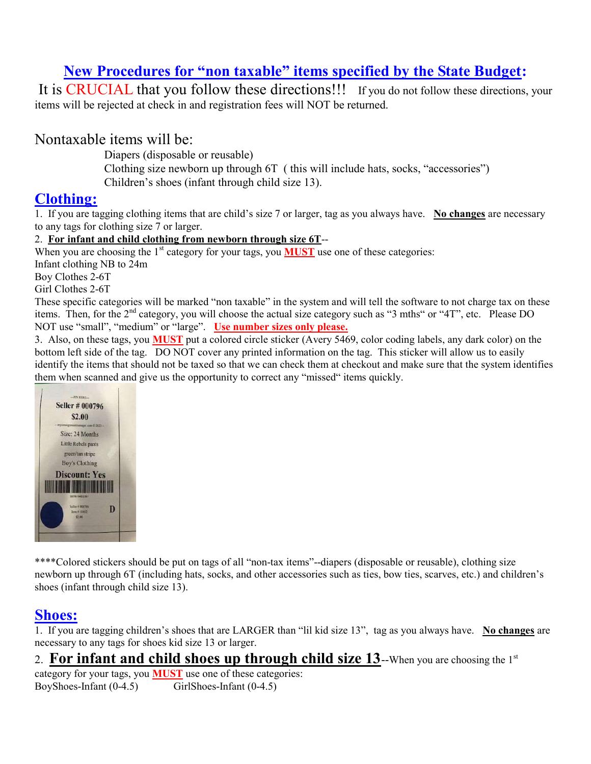# New Procedures for "non taxable" items specified by the State Budget:

It is **CRUCIAL** that you follow these directions!!! If you do not follow these directions, your items will be rejected at check in and registration fees will NOT be returned.

Nontaxable items will be:

- Diapers (disposable or reusable)
- Clothing size newborn up through 6T ( this will include hats, socks, "accessories")
- Children's shoes (infant through child size 13).

## Clothing:

1. If you are tagging clothing items that are child's size 7 or larger, tag as you always have. **No changes** are necessary to any tags for clothing size 7 or larger.

2. **For infant and child clothing from newborn through size 6T**--
When you are choosing the 1st category for your tags, you **MUST** use one of these categories:
Infant clothing NB to 24m
Boy Clothes 2-6T
Girl Clothes 2-6T
These specific categories will be marked "non taxable" in the system and will tell the software to not charge tax on these items. Then, for the 2nd category, you will choose the actual size category such as "3 mths" or "4T", etc. Please DO NOT use "small", "medium" or "large". **Use number sizes only please.**

3. Also, on these tags, you **MUST** put a colored circle sticker (Avery 5469, color coding labels, any dark color) on the bottom left side of the tag. DO NOT cover any printed information on the tag. This sticker will allow us to easily identify the items that should not be taxed so that we can check them at checkout and make sure that the system identifies them when scanned and give us the opportunity to correct any "missed" items quickly.

\*\*\*\*Colored stickers should be put on tags of all "non-tax items"--diapers (disposable or reusable), clothing size newborn up through 6T (including hats, socks, and other accessories such as ties, bow ties, scarves, etc.) and children's shoes (infant through child size 13).

## Shoes:

1. If you are tagging children's shoes that are LARGER than "lil kid size 13", tag as you always have. **No changes** are necessary to any tags for shoes kid size 13 or larger.

2. **For infant and child shoes up through child size 13**--When you are choosing the 1st category for your tags, you **MUST** use one of these categories:
BoyShoes-Infant (0-4.5) GirlShoes-Infant (0-4.5)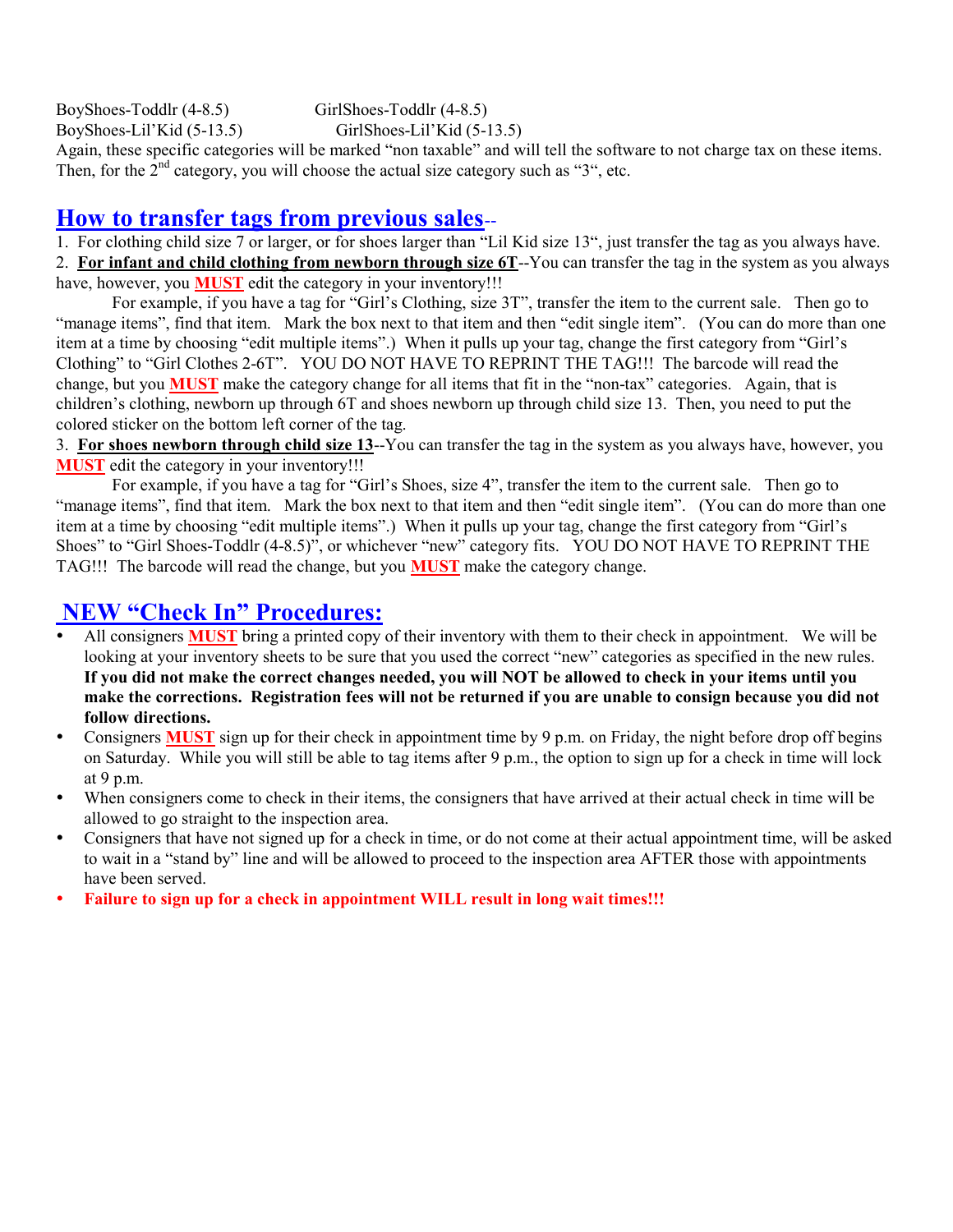BoyShoes-Toddlr (4-8.5) GirlShoes-Toddlr (4-8.5)
BoyShoes-Lil'Kid (5-13.5) GirlShoes-Lil'Kid (5-13.5)

Again, these specific categories will be marked "non taxable" and will tell the software to not charge tax on these items. Then, for the 2nd category, you will choose the actual size category such as "3", etc.

## How to transfer tags from previous sales--

1. For clothing child size 7 or larger, or for shoes larger than "Lil Kid size 13", just transfer the tag as you always have.
2. **For infant and child clothing from newborn through size 6T**--You can transfer the tag in the system as you always have, however, you **MUST** edit the category in your inventory!!!

   For example, if you have a tag for "Girl's Clothing, size 3T", transfer the item to the current sale. Then go to "manage items", find that item. Mark the box next to that item and then "edit single item". (You can do more than one item at a time by choosing "edit multiple items".) When it pulls up your tag, change the first category from "Girl's Clothing" to "Girl Clothes 2-6T". YOU DO NOT HAVE TO REPRINT THE TAG!!! The barcode will read the change, but you **MUST** make the category change for all items that fit in the "non-tax" categories. Again, that is children's clothing, newborn up through 6T and shoes newborn up through child size 13. Then, you need to put the colored sticker on the bottom left corner of the tag.
3. **For shoes newborn through child size 13**--You can transfer the tag in the system as you always have, however, you **MUST** edit the category in your inventory!!!

   For example, if you have a tag for "Girl's Shoes, size 4", transfer the item to the current sale. Then go to "manage items", find that item. Mark the box next to that item and then "edit single item". (You can do more than one item at a time by choosing "edit multiple items".) When it pulls up your tag, change the first category from "Girl's Shoes" to "Girl Shoes-Toddlr (4-8.5)", or whichever "new" category fits. YOU DO NOT HAVE TO REPRINT THE TAG!!! The barcode will read the change, but you **MUST** make the category change.

## NEW "Check In" Procedures:

- All consigners **MUST** bring a printed copy of their inventory with them to their check in appointment. We will be looking at your inventory sheets to be sure that you used the correct "new" categories as specified in the new rules. **If you did not make the correct changes needed, you will NOT be allowed to check in your items until you make the corrections. Registration fees will not be returned if you are unable to consign because you did not follow directions.**
- Consigners **MUST** sign up for their check in appointment time by 9 p.m. on Friday, the night before drop off begins on Saturday. While you will still be able to tag items after 9 p.m., the option to sign up for a check in time will lock at 9 p.m.
- When consigners come to check in their items, the consigners that have arrived at their actual check in time will be allowed to go straight to the inspection area.
- Consigners that have not signed up for a check in time, or do not come at their actual appointment time, will be asked to wait in a "stand by" line and will be allowed to proceed to the inspection area AFTER those with appointments have been served.
- **Failure to sign up for a check in appointment WILL result in long wait times!!!**